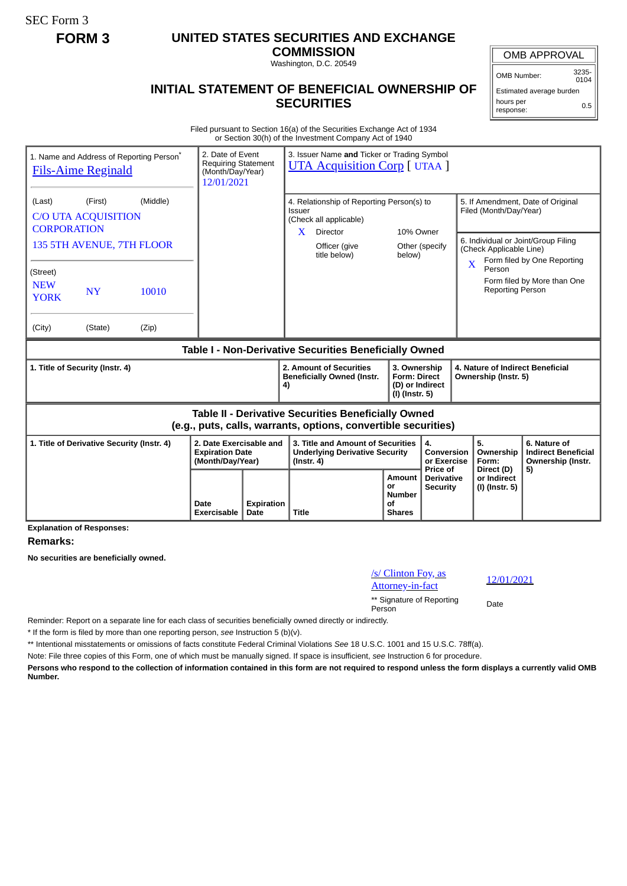SEC Form 3

**FORM 3**

# UNITED STATES SECURITIES AND EXCHANGE COMMISSION

Washington, D.C. 20549

## INITIAL STATEMENT OF BENEFICIAL OWNERSHIP OF SECURITIES

| OMB APPROVAL | |
|---|---|
| OMB Number: | 3235-0104 |
| Estimated average burden | |
| hours per response: | 0.5 |

Filed pursuant to Section 16(a) of the Securities Exchange Act of 1934
or Section 30(h) of the Investment Company Act of 1940

| | | | |
|---|---|---|---|
| 1. Name and Address of Reporting Person* Fils-Aime Reginald (Last) (First) (Middle) C/O UTA ACQUISITION CORPORATION 135 5TH AVENUE, 7TH FLOOR (Street) NEW YORK NY 10010 (City) (State) (Zip) | 2. Date of Event Requiring Statement (Month/Day/Year) 12/01/2021 | 3. Issuer Name **and** Ticker or Trading Symbol UTA Acquisition Corp [ UTAA ] 4. Relationship of Reporting Person(s) to Issuer (Check all applicable) X Director; 10% Owner; Officer (give title below); Other (specify below) | 5. If Amendment, Date of Original Filed (Month/Day/Year) 6. Individual or Joint/Group Filing (Check Applicable Line) X Form filed by One Reporting Person; Form filed by More than One Reporting Person |

### Table I - Non-Derivative Securities Beneficially Owned

| 1. Title of Security (Instr. 4) | 2. Amount of Securities Beneficially Owned (Instr. 4) | 3. Ownership Form: Direct (D) or Indirect (I) (Instr. 5) | 4. Nature of Indirect Beneficial Ownership (Instr. 5) |
|---|---|---|---|

### Table II - Derivative Securities Beneficially Owned (e.g., puts, calls, warrants, options, convertible securities)

| 1. Title of Derivative Security (Instr. 4) | 2. Date Exercisable and Expiration Date (Month/Day/Year) | | 3. Title and Amount of Securities Underlying Derivative Security (Instr. 4) | | 4. Conversion or Exercise Price of Derivative Security | 5. Ownership Form: Direct (D) or Indirect (I) (Instr. 5) | 6. Nature of Indirect Beneficial Ownership (Instr. 5) |
|---|---|---|---|---|---|---|---|
| | Date Exercisable | Expiration Date | Title | Amount or Number of Shares | | | |

**Explanation of Responses:**

**Remarks:**

**No securities are beneficially owned.**

/s/ Clinton Foy, as Attorney-in-fact — 12/01/2021

** Signature of Reporting Person — Date

Reminder: Report on a separate line for each class of securities beneficially owned directly or indirectly.

* If the form is filed by more than one reporting person, *see* Instruction 5 (b)(v).

** Intentional misstatements or omissions of facts constitute Federal Criminal Violations *See* 18 U.S.C. 1001 and 15 U.S.C. 78ff(a).

Note: File three copies of this Form, one of which must be manually signed. If space is insufficient, *see* Instruction 6 for procedure.

**Persons who respond to the collection of information contained in this form are not required to respond unless the form displays a currently valid OMB Number.**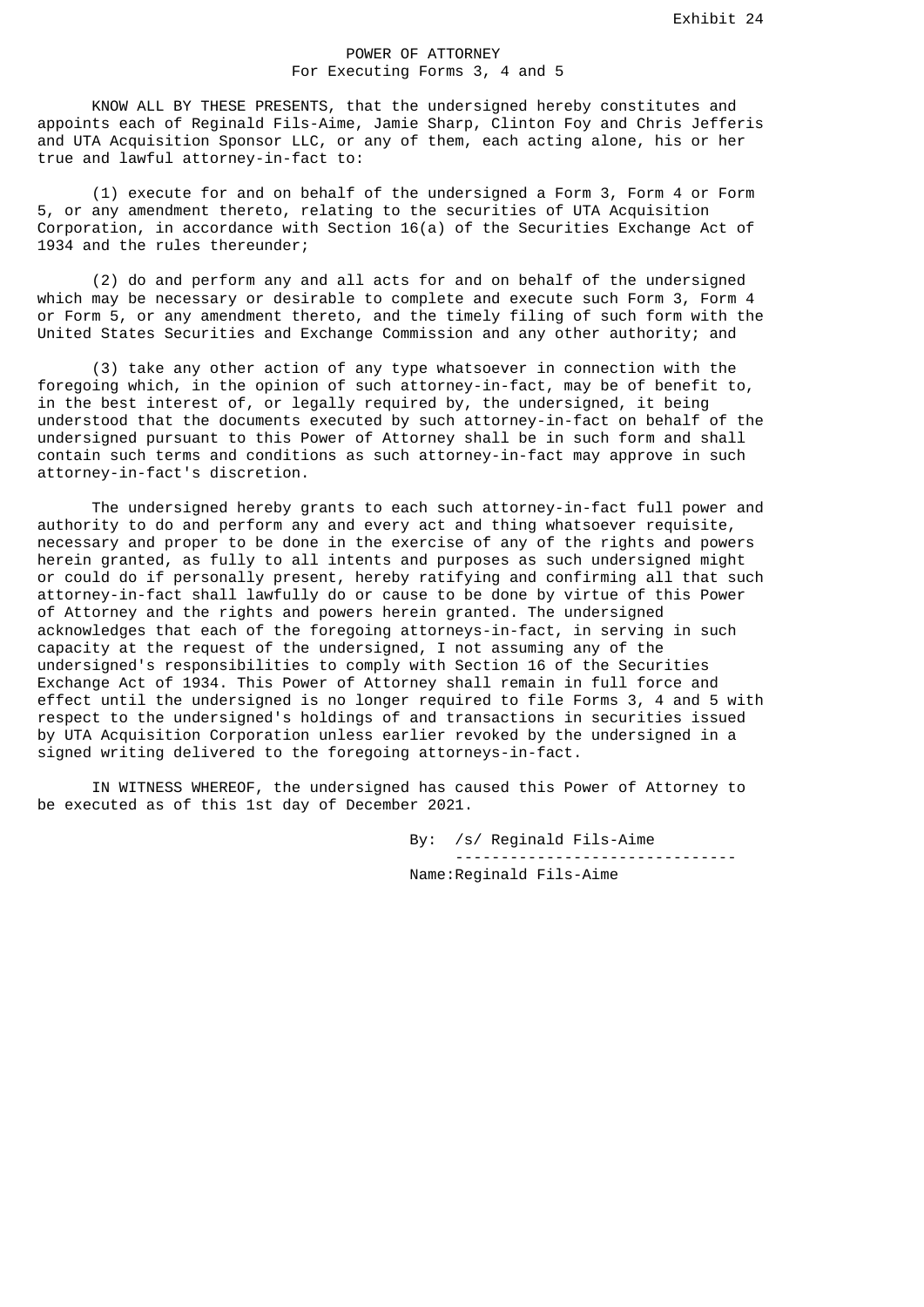Exhibit 24

# POWER OF ATTORNEY
## For Executing Forms 3, 4 and 5

KNOW ALL BY THESE PRESENTS, that the undersigned hereby constitutes and appoints each of Reginald Fils-Aime, Jamie Sharp, Clinton Foy and Chris Jefferis and UTA Acquisition Sponsor LLC, or any of them, each acting alone, his or her true and lawful attorney-in-fact to:

(1) execute for and on behalf of the undersigned a Form 3, Form 4 or Form 5, or any amendment thereto, relating to the securities of UTA Acquisition Corporation, in accordance with Section 16(a) of the Securities Exchange Act of 1934 and the rules thereunder;

(2) do and perform any and all acts for and on behalf of the undersigned which may be necessary or desirable to complete and execute such Form 3, Form 4 or Form 5, or any amendment thereto, and the timely filing of such form with the United States Securities and Exchange Commission and any other authority; and

(3) take any other action of any type whatsoever in connection with the foregoing which, in the opinion of such attorney-in-fact, may be of benefit to, in the best interest of, or legally required by, the undersigned, it being understood that the documents executed by such attorney-in-fact on behalf of the undersigned pursuant to this Power of Attorney shall be in such form and shall contain such terms and conditions as such attorney-in-fact may approve in such attorney-in-fact's discretion.

The undersigned hereby grants to each such attorney-in-fact full power and authority to do and perform any and every act and thing whatsoever requisite, necessary and proper to be done in the exercise of any of the rights and powers herein granted, as fully to all intents and purposes as such undersigned might or could do if personally present, hereby ratifying and confirming all that such attorney-in-fact shall lawfully do or cause to be done by virtue of this Power of Attorney and the rights and powers herein granted. The undersigned acknowledges that each of the foregoing attorneys-in-fact, in serving in such capacity at the request of the undersigned, I not assuming any of the undersigned's responsibilities to comply with Section 16 of the Securities Exchange Act of 1934. This Power of Attorney shall remain in full force and effect until the undersigned is no longer required to file Forms 3, 4 and 5 with respect to the undersigned's holdings of and transactions in securities issued by UTA Acquisition Corporation unless earlier revoked by the undersigned in a signed writing delivered to the foregoing attorneys-in-fact.

IN WITNESS WHEREOF, the undersigned has caused this Power of Attorney to be executed as of this 1st day of December 2021.

By: /s/ Reginald Fils-Aime

Name: Reginald Fils-Aime